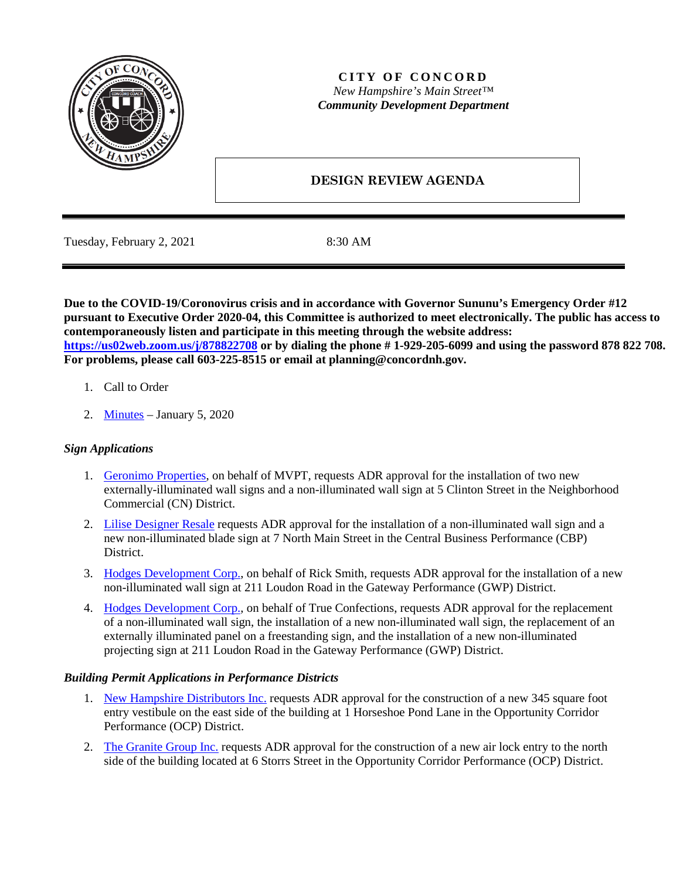**CITY OF CONCORD**
*New Hampshire's Main Street™*
***Community Development Department***

## DESIGN REVIEW AGENDA

Tuesday, February 2, 2021 8:30 AM

**Due to the COVID-19/Coronovirus crisis and in accordance with Governor Sununu's Emergency Order #12 pursuant to Executive Order 2020-04, this Committee is authorized to meet electronically. The public has access to contemporaneously listen and participate in this meeting through the website address: https://us02web.zoom.us/j/878822708 or by dialing the phone # 1-929-205-6099 and using the password 878 822 708. For problems, please call 603-225-8515 or email at planning@concordnh.gov.**

1. Call to Order
2. Minutes – January 5, 2020

### *Sign Applications*

1. Geronimo Properties, on behalf of MVPT, requests ADR approval for the installation of two new externally-illuminated wall signs and a non-illuminated wall sign at 5 Clinton Street in the Neighborhood Commercial (CN) District.
2. Lilise Designer Resale requests ADR approval for the installation of a non-illuminated wall sign and a new non-illuminated blade sign at 7 North Main Street in the Central Business Performance (CBP) District.
3. Hodges Development Corp., on behalf of Rick Smith, requests ADR approval for the installation of a new non-illuminated wall sign at 211 Loudon Road in the Gateway Performance (GWP) District.
4. Hodges Development Corp., on behalf of True Confections, requests ADR approval for the replacement of a non-illuminated wall sign, the installation of a new non-illuminated wall sign, the replacement of an externally illuminated panel on a freestanding sign, and the installation of a new non-illuminated projecting sign at 211 Loudon Road in the Gateway Performance (GWP) District.

### *Building Permit Applications in Performance Districts*

1. New Hampshire Distributors Inc. requests ADR approval for the construction of a new 345 square foot entry vestibule on the east side of the building at 1 Horseshoe Pond Lane in the Opportunity Corridor Performance (OCP) District.
2. The Granite Group Inc. requests ADR approval for the construction of a new air lock entry to the north side of the building located at 6 Storrs Street in the Opportunity Corridor Performance (OCP) District.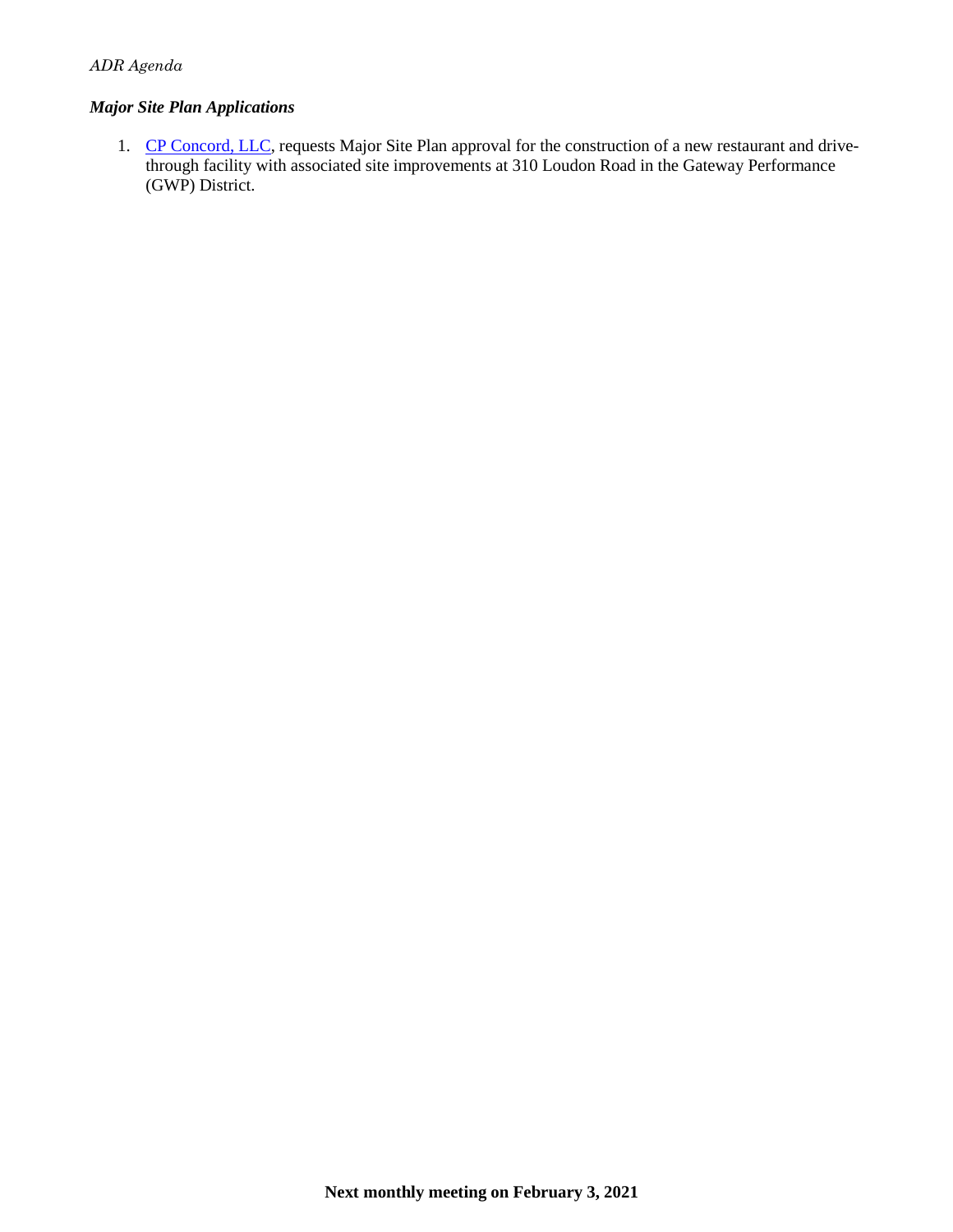### *Major Site Plan Applications*

1. CP Concord, LLC, requests Major Site Plan approval for the construction of a new restaurant and drive-through facility with associated site improvements at 310 Loudon Road in the Gateway Performance (GWP) District.

**Next monthly meeting on February 3, 2021**